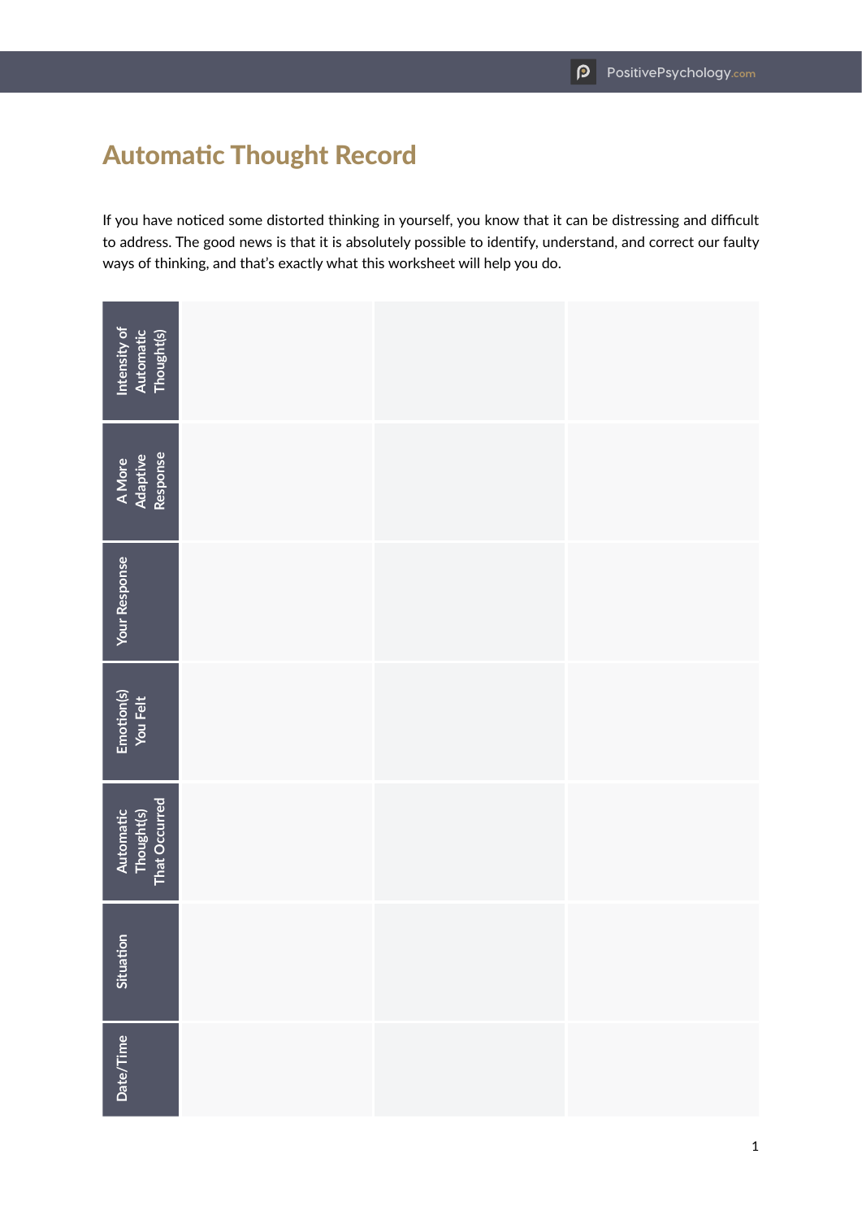# Automatic Thought Record

If you have noticed some distorted thinking in yourself, you know that it can be distressing and difficult to address. The good news is that it is absolutely possible to identify, understand, and correct our faulty ways of thinking, and that's exactly what this worksheet will help you do.

| | | | |
|---|---|---|---|
| Intensity of Automatic Thought(s) | | | |
| A More Adaptive Response | | | |
| Your Response | | | |
| Emotion(s) You Felt | | | |
| Automatic Thought(s) That Occurred | | | |
| Situation | | | |
| Date/Time | | | |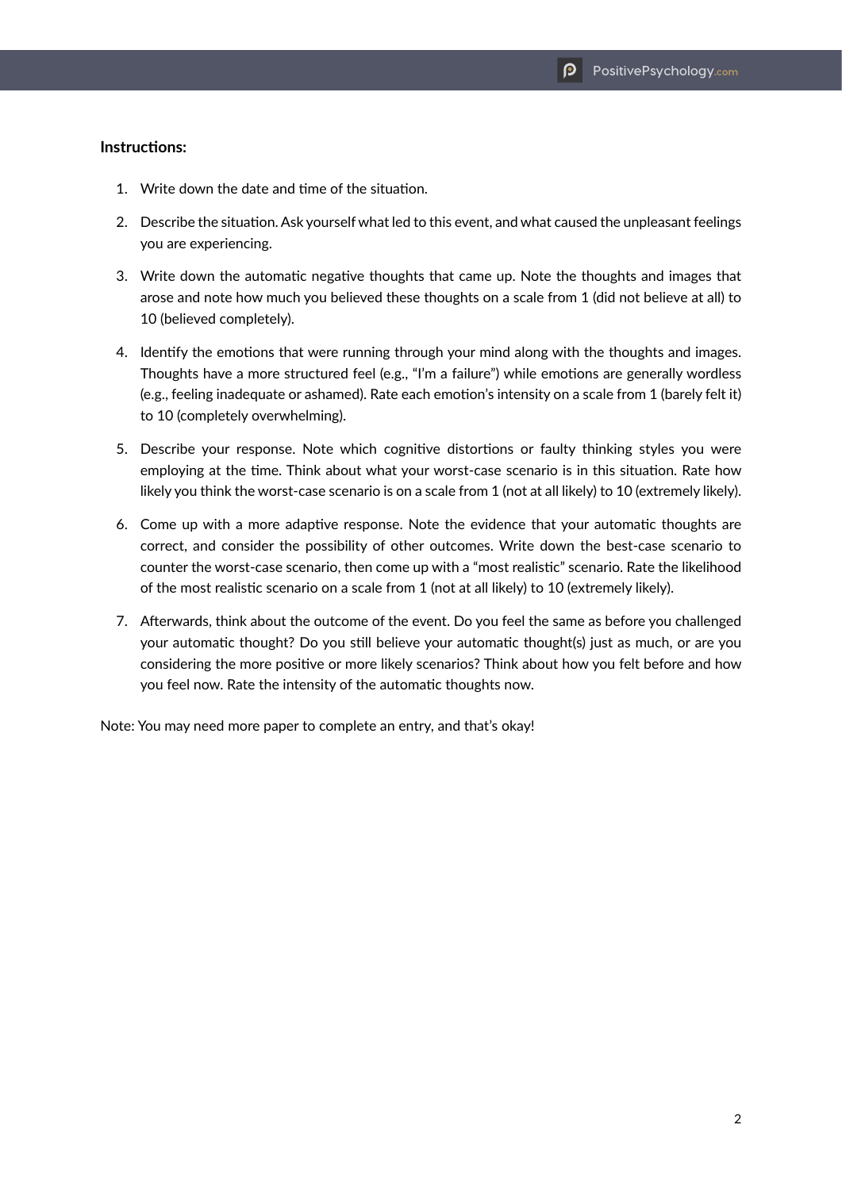**Instructions:**

1. Write down the date and time of the situation.

2. Describe the situation. Ask yourself what led to this event, and what caused the unpleasant feelings you are experiencing.

3. Write down the automatic negative thoughts that came up. Note the thoughts and images that arose and note how much you believed these thoughts on a scale from 1 (did not believe at all) to 10 (believed completely).

4. Identify the emotions that were running through your mind along with the thoughts and images. Thoughts have a more structured feel (e.g., "I'm a failure") while emotions are generally wordless (e.g., feeling inadequate or ashamed). Rate each emotion's intensity on a scale from 1 (barely felt it) to 10 (completely overwhelming).

5. Describe your response. Note which cognitive distortions or faulty thinking styles you were employing at the time. Think about what your worst-case scenario is in this situation. Rate how likely you think the worst-case scenario is on a scale from 1 (not at all likely) to 10 (extremely likely).

6. Come up with a more adaptive response. Note the evidence that your automatic thoughts are correct, and consider the possibility of other outcomes. Write down the best-case scenario to counter the worst-case scenario, then come up with a "most realistic" scenario. Rate the likelihood of the most realistic scenario on a scale from 1 (not at all likely) to 10 (extremely likely).

7. Afterwards, think about the outcome of the event. Do you feel the same as before you challenged your automatic thought? Do you still believe your automatic thought(s) just as much, or are you considering the more positive or more likely scenarios? Think about how you felt before and how you feel now. Rate the intensity of the automatic thoughts now.

Note: You may need more paper to complete an entry, and that's okay!